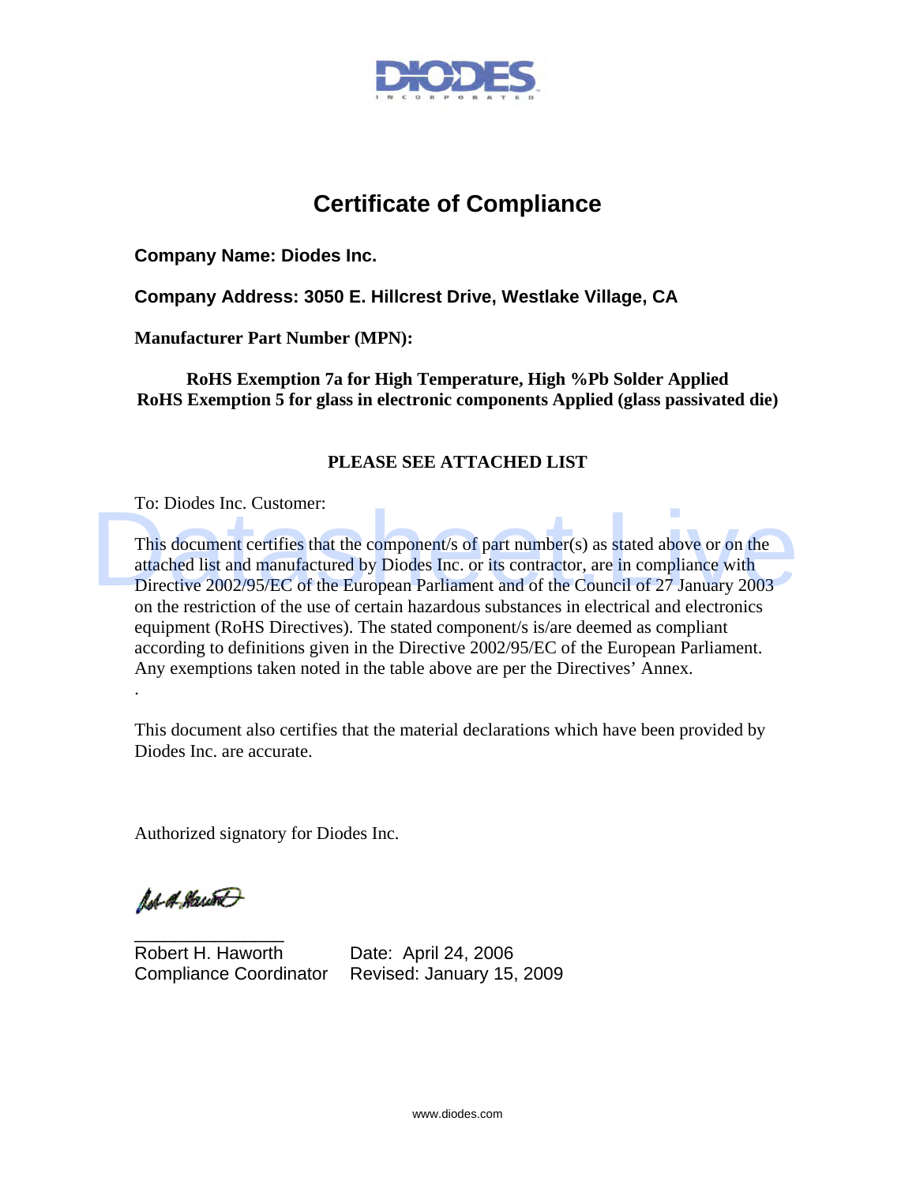# Certificate of Compliance

**Company Name: Diodes Inc.**

**Company Address: 3050 E. Hillcrest Drive, Westlake Village, CA**

**Manufacturer Part Number (MPN):**

**RoHS Exemption 7a for High Temperature, High %Pb Solder Applied**
**RoHS Exemption 5 for glass in electronic components Applied (glass passivated die)**

**PLEASE SEE ATTACHED LIST**

To: Diodes Inc. Customer:

This document certifies that the component/s of part number(s) as stated above or on the attached list and manufactured by Diodes Inc. or its contractor, are in compliance with Directive 2002/95/EC of the European Parliament and of the Council of 27 January 2003 on the restriction of the use of certain hazardous substances in electrical and electronics equipment (RoHS Directives). The stated component/s is/are deemed as compliant according to definitions given in the Directive 2002/95/EC of the European Parliament. Any exemptions taken noted in the table above are per the Directives' Annex.

This document also certifies that the material declarations which have been provided by Diodes Inc. are accurate.

Authorized signatory for Diodes Inc.

Robert H. Haworth
Compliance Coordinator

Date: April 24, 2006
Revised: January 15, 2009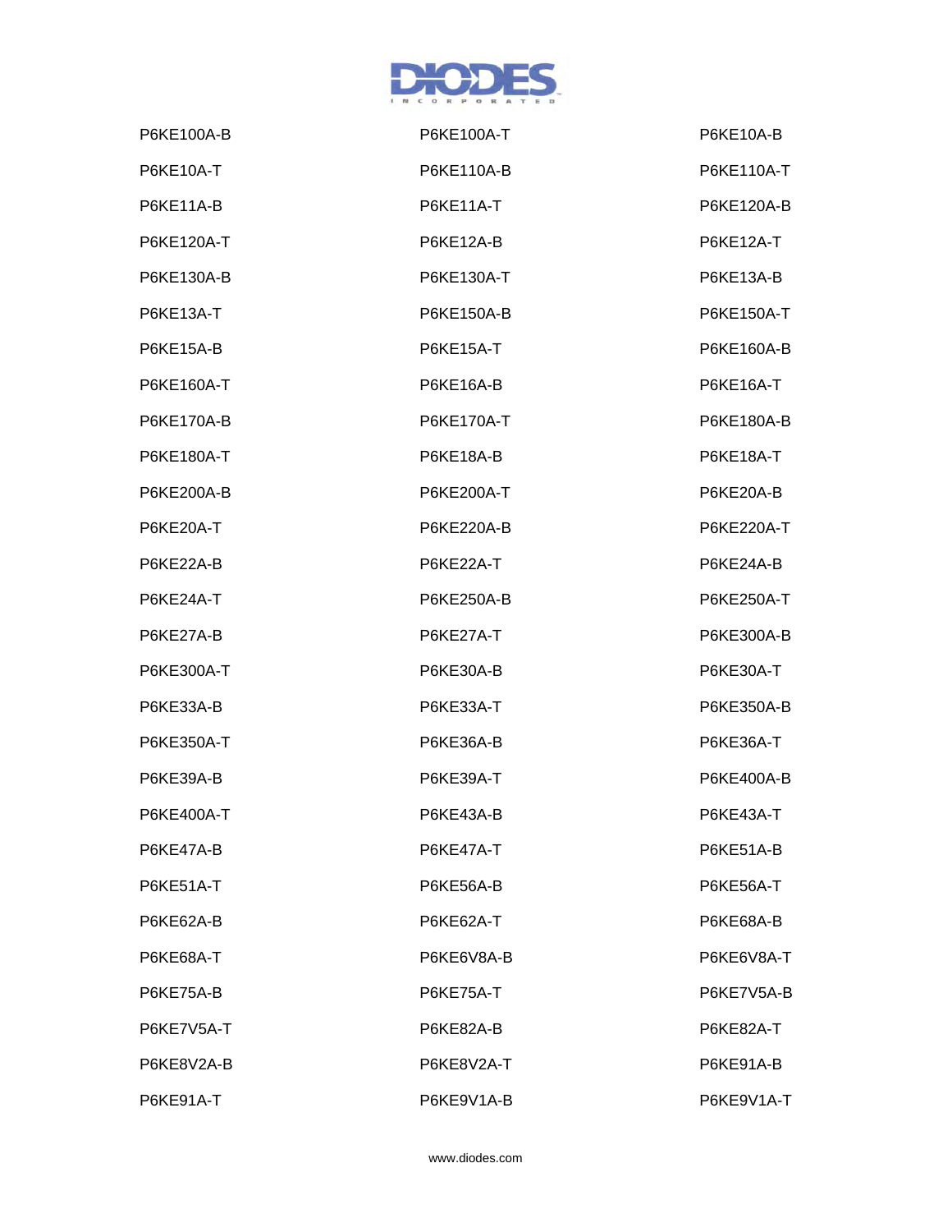| | | |
|---|---|---|
| P6KE100A-B | P6KE100A-T | P6KE10A-B |
| P6KE10A-T | P6KE110A-B | P6KE110A-T |
| P6KE11A-B | P6KE11A-T | P6KE120A-B |
| P6KE120A-T | P6KE12A-B | P6KE12A-T |
| P6KE130A-B | P6KE130A-T | P6KE13A-B |
| P6KE13A-T | P6KE150A-B | P6KE150A-T |
| P6KE15A-B | P6KE15A-T | P6KE160A-B |
| P6KE160A-T | P6KE16A-B | P6KE16A-T |
| P6KE170A-B | P6KE170A-T | P6KE180A-B |
| P6KE180A-T | P6KE18A-B | P6KE18A-T |
| P6KE200A-B | P6KE200A-T | P6KE20A-B |
| P6KE20A-T | P6KE220A-B | P6KE220A-T |
| P6KE22A-B | P6KE22A-T | P6KE24A-B |
| P6KE24A-T | P6KE250A-B | P6KE250A-T |
| P6KE27A-B | P6KE27A-T | P6KE300A-B |
| P6KE300A-T | P6KE30A-B | P6KE30A-T |
| P6KE33A-B | P6KE33A-T | P6KE350A-B |
| P6KE350A-T | P6KE36A-B | P6KE36A-T |
| P6KE39A-B | P6KE39A-T | P6KE400A-B |
| P6KE400A-T | P6KE43A-B | P6KE43A-T |
| P6KE47A-B | P6KE47A-T | P6KE51A-B |
| P6KE51A-T | P6KE56A-B | P6KE56A-T |
| P6KE62A-B | P6KE62A-T | P6KE68A-B |
| P6KE68A-T | P6KE6V8A-B | P6KE6V8A-T |
| P6KE75A-B | P6KE75A-T | P6KE7V5A-B |
| P6KE7V5A-T | P6KE82A-B | P6KE82A-T |
| P6KE8V2A-B | P6KE8V2A-T | P6KE91A-B |
| P6KE91A-T | P6KE9V1A-B | P6KE9V1A-T |